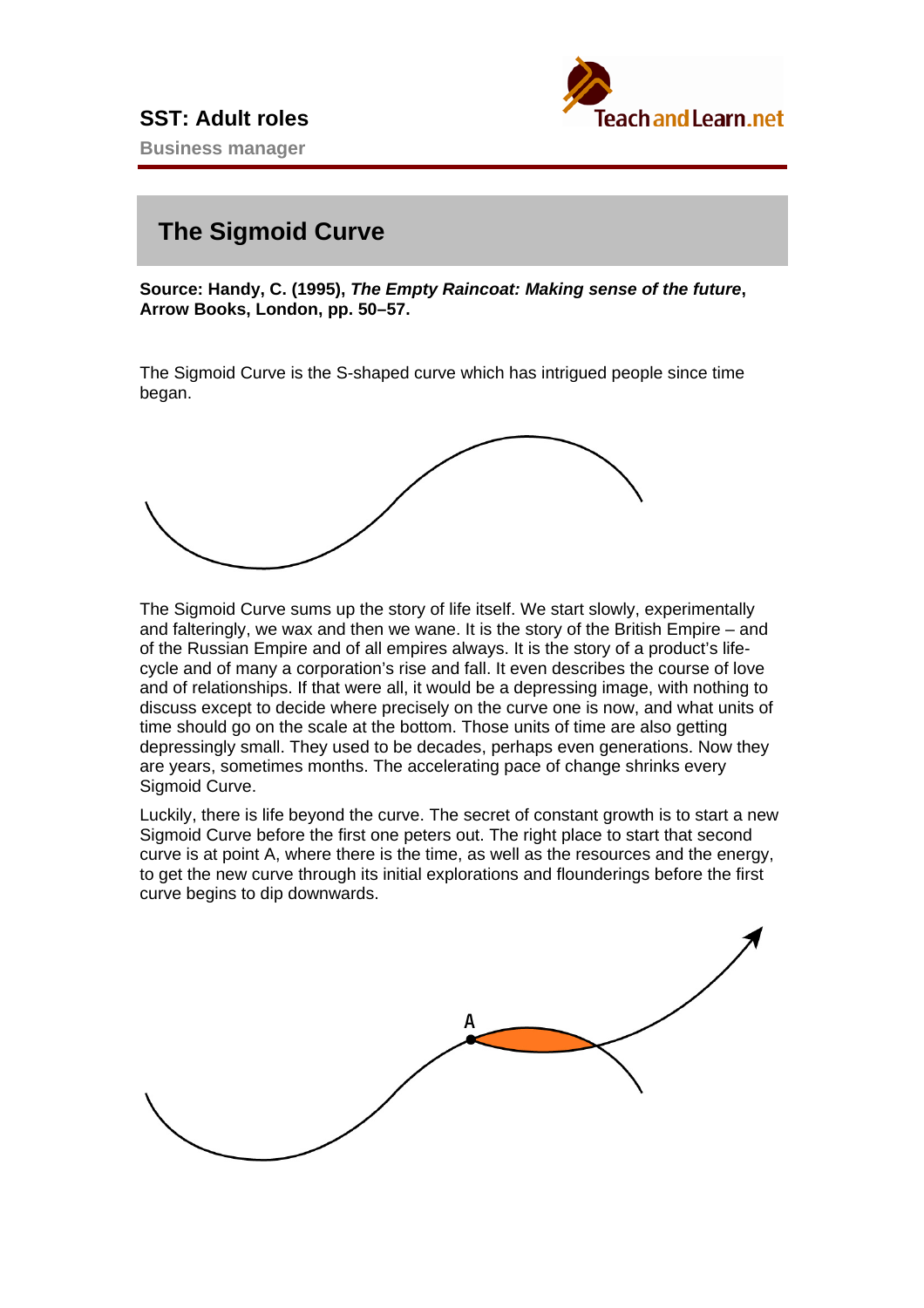# SST: Adult roles

**Business manager**

## The Sigmoid Curve

**Source: Handy, C. (1995), *The Empty Raincoat: Making sense of the future*, Arrow Books, London, pp. 50–57.**

The Sigmoid Curve is the S-shaped curve which has intrigued people since time began.

The Sigmoid Curve sums up the story of life itself. We start slowly, experimentally and falteringly, we wax and then we wane. It is the story of the British Empire – and of the Russian Empire and of all empires always. It is the story of a product's life-cycle and of many a corporation's rise and fall. It even describes the course of love and of relationships. If that were all, it would be a depressing image, with nothing to discuss except to decide where precisely on the curve one is now, and what units of time should go on the scale at the bottom. Those units of time are also getting depressingly small. They used to be decades, perhaps even generations. Now they are years, sometimes months. The accelerating pace of change shrinks every Sigmoid Curve.

Luckily, there is life beyond the curve. The secret of constant growth is to start a new Sigmoid Curve before the first one peters out. The right place to start that second curve is at point A, where there is the time, as well as the resources and the energy, to get the new curve through its initial explorations and flounderings before the first curve begins to dip downwards.

A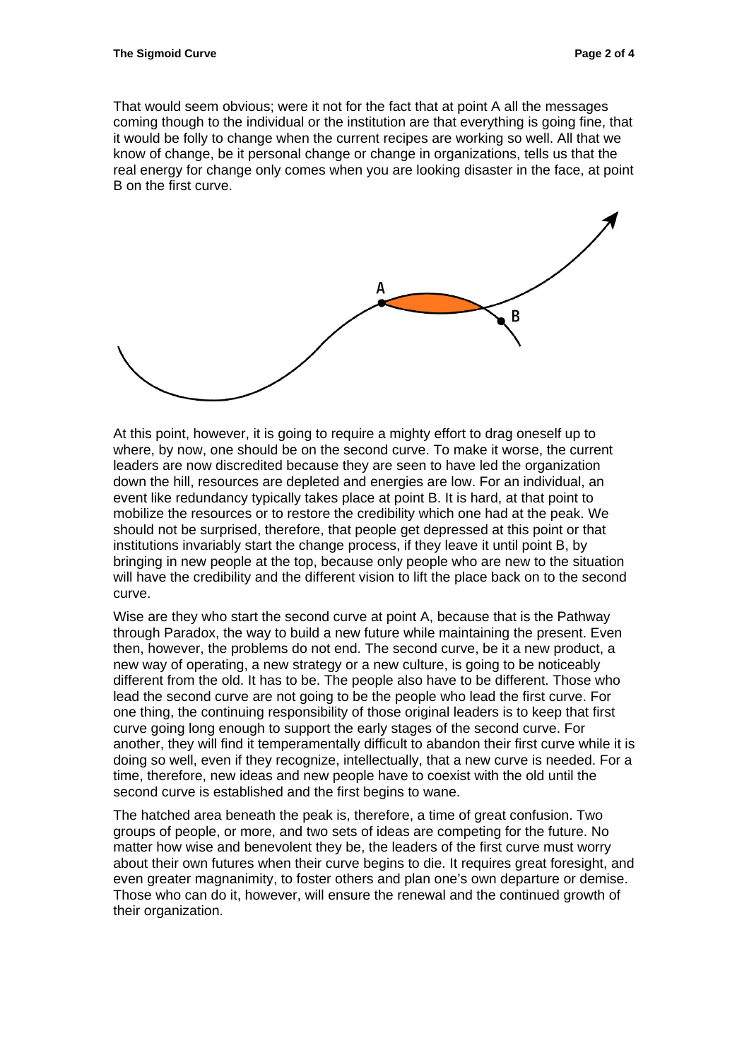That would seem obvious; were it not for the fact that at point A all the messages coming though to the individual or the institution are that everything is going fine, that it would be folly to change when the current recipes are working so well. All that we know of change, be it personal change or change in organizations, tells us that the real energy for change only comes when you are looking disaster in the face, at point B on the first curve.

A

B

At this point, however, it is going to require a mighty effort to drag oneself up to where, by now, one should be on the second curve. To make it worse, the current leaders are now discredited because they are seen to have led the organization down the hill, resources are depleted and energies are low. For an individual, an event like redundancy typically takes place at point B. It is hard, at that point to mobilize the resources or to restore the credibility which one had at the peak. We should not be surprised, therefore, that people get depressed at this point or that institutions invariably start the change process, if they leave it until point B, by bringing in new people at the top, because only people who are new to the situation will have the credibility and the different vision to lift the place back on to the second curve.

Wise are they who start the second curve at point A, because that is the Pathway through Paradox, the way to build a new future while maintaining the present. Even then, however, the problems do not end. The second curve, be it a new product, a new way of operating, a new strategy or a new culture, is going to be noticeably different from the old. It has to be. The people also have to be different. Those who lead the second curve are not going to be the people who lead the first curve. For one thing, the continuing responsibility of those original leaders is to keep that first curve going long enough to support the early stages of the second curve. For another, they will find it temperamentally difficult to abandon their first curve while it is doing so well, even if they recognize, intellectually, that a new curve is needed. For a time, therefore, new ideas and new people have to coexist with the old until the second curve is established and the first begins to wane.

The hatched area beneath the peak is, therefore, a time of great confusion. Two groups of people, or more, and two sets of ideas are competing for the future. No matter how wise and benevolent they be, the leaders of the first curve must worry about their own futures when their curve begins to die. It requires great foresight, and even greater magnanimity, to foster others and plan one's own departure or demise. Those who can do it, however, will ensure the renewal and the continued growth of their organization.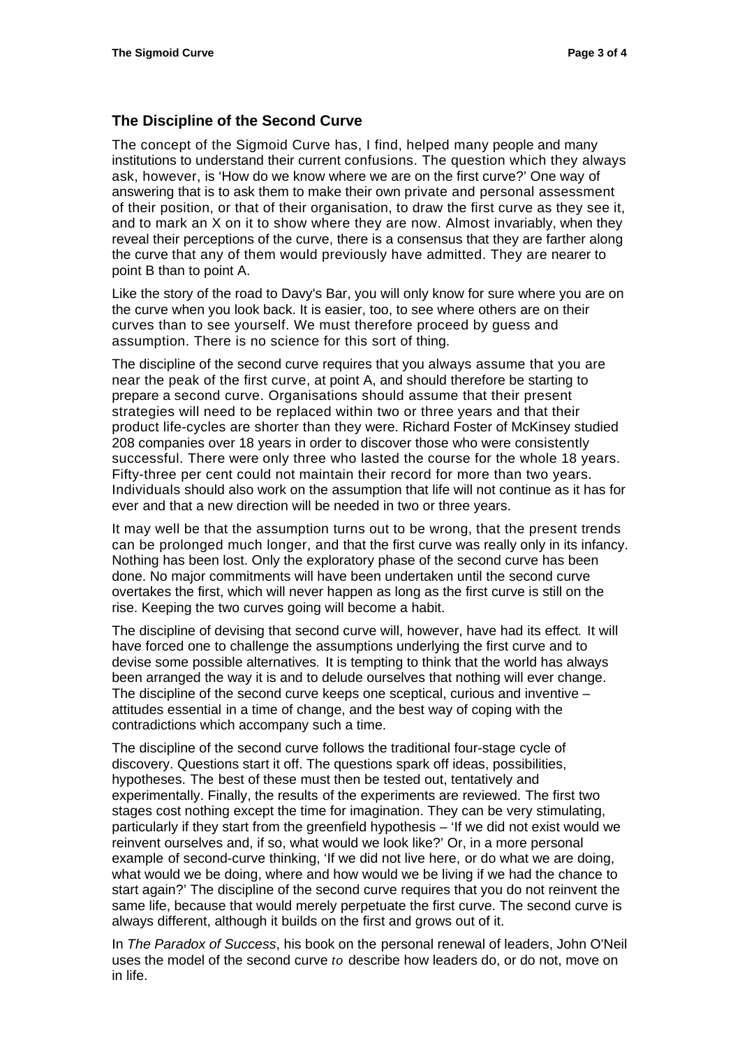## The Discipline of the Second Curve

The concept of the Sigmoid Curve has, I find, helped many people and many institutions to understand their current confusions. The question which they always ask, however, is 'How do we know where we are on the first curve?' One way of answering that is to ask them to make their own private and personal assessment of their position, or that of their organisation, to draw the first curve as they see it, and to mark an X on it to show where they are now. Almost invariably, when they reveal their perceptions of the curve, there is a consensus that they are farther along the curve that any of them would previously have admitted. They are nearer to point B than to point A.

Like the story of the road to Davy's Bar, you will only know for sure where you are on the curve when you look back. It is easier, too, to see where others are on their curves than to see yourself. We must therefore proceed by guess and assumption. There is no science for this sort of thing.

The discipline of the second curve requires that you always assume that you are near the peak of the first curve, at point A, and should therefore be starting to prepare a second curve. Organisations should assume that their present strategies will need to be replaced within two or three years and that their product life-cycles are shorter than they were. Richard Foster of McKinsey studied 208 companies over 18 years in order to discover those who were consistently successful. There were only three who lasted the course for the whole 18 years. Fifty-three per cent could not maintain their record for more than two years. Individuals should also work on the assumption that life will not continue as it has for ever and that a new direction will be needed in two or three years.

It may well be that the assumption turns out to be wrong, that the present trends can be prolonged much longer, and that the first curve was really only in its infancy. Nothing has been lost. Only the exploratory phase of the second curve has been done. No major commitments will have been undertaken until the second curve overtakes the first, which will never happen as long as the first curve is still on the rise. Keeping the two curves going will become a habit.

The discipline of devising that second curve will, however, have had its effect. It will have forced one to challenge the assumptions underlying the first curve and to devise some possible alternatives. It is tempting to think that the world has always been arranged the way it is and to delude ourselves that nothing will ever change. The discipline of the second curve keeps one sceptical, curious and inventive – attitudes essential in a time of change, and the best way of coping with the contradictions which accompany such a time.

The discipline of the second curve follows the traditional four-stage cycle of discovery. Questions start it off. The questions spark off ideas, possibilities, hypotheses. The best of these must then be tested out, tentatively and experimentally. Finally, the results of the experiments are reviewed. The first two stages cost nothing except the time for imagination. They can be very stimulating, particularly if they start from the greenfield hypothesis – 'If we did not exist would we reinvent ourselves and, if so, what would we look like?' Or, in a more personal example of second-curve thinking, 'If we did not live here, or do what we are doing, what would we be doing, where and how would we be living if we had the chance to start again?' The discipline of the second curve requires that you do not reinvent the same life, because that would merely perpetuate the first curve. The second curve is always different, although it builds on the first and grows out of it.

In *The Paradox of Success*, his book on the personal renewal of leaders, John O'Neil uses the model of the second curve *to* describe how leaders do, or do not, move on in life.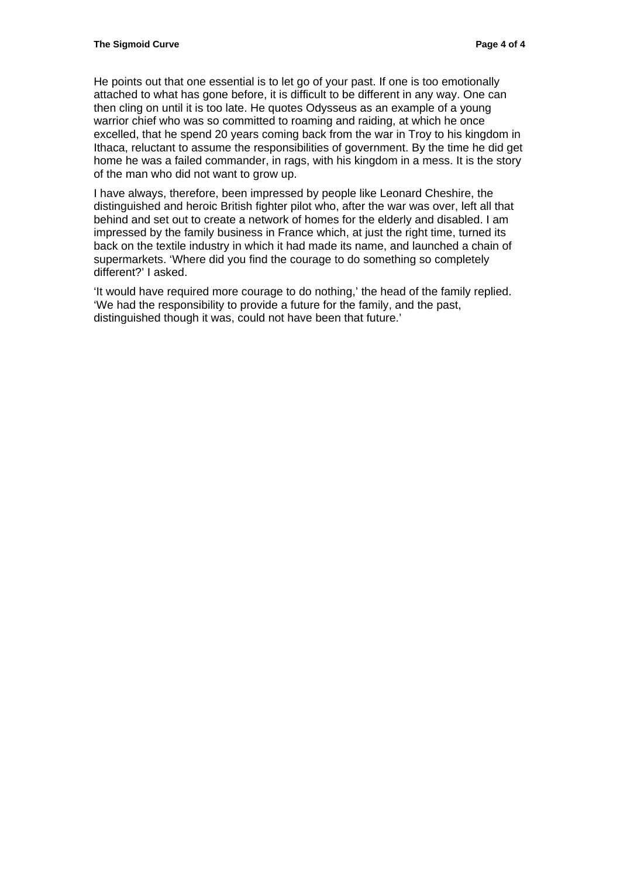He points out that one essential is to let go of your past. If one is too emotionally attached to what has gone before, it is difficult to be different in any way. One can then cling on until it is too late. He quotes Odysseus as an example of a young warrior chief who was so committed to roaming and raiding, at which he once excelled, that he spend 20 years coming back from the war in Troy to his kingdom in Ithaca, reluctant to assume the responsibilities of government. By the time he did get home he was a failed commander, in rags, with his kingdom in a mess. It is the story of the man who did not want to grow up.

I have always, therefore, been impressed by people like Leonard Cheshire, the distinguished and heroic British fighter pilot who, after the war was over, left all that behind and set out to create a network of homes for the elderly and disabled. I am impressed by the family business in France which, at just the right time, turned its back on the textile industry in which it had made its name, and launched a chain of supermarkets. 'Where did you find the courage to do something so completely different?' I asked.

'It would have required more courage to do nothing,' the head of the family replied. 'We had the responsibility to provide a future for the family, and the past, distinguished though it was, could not have been that future.'